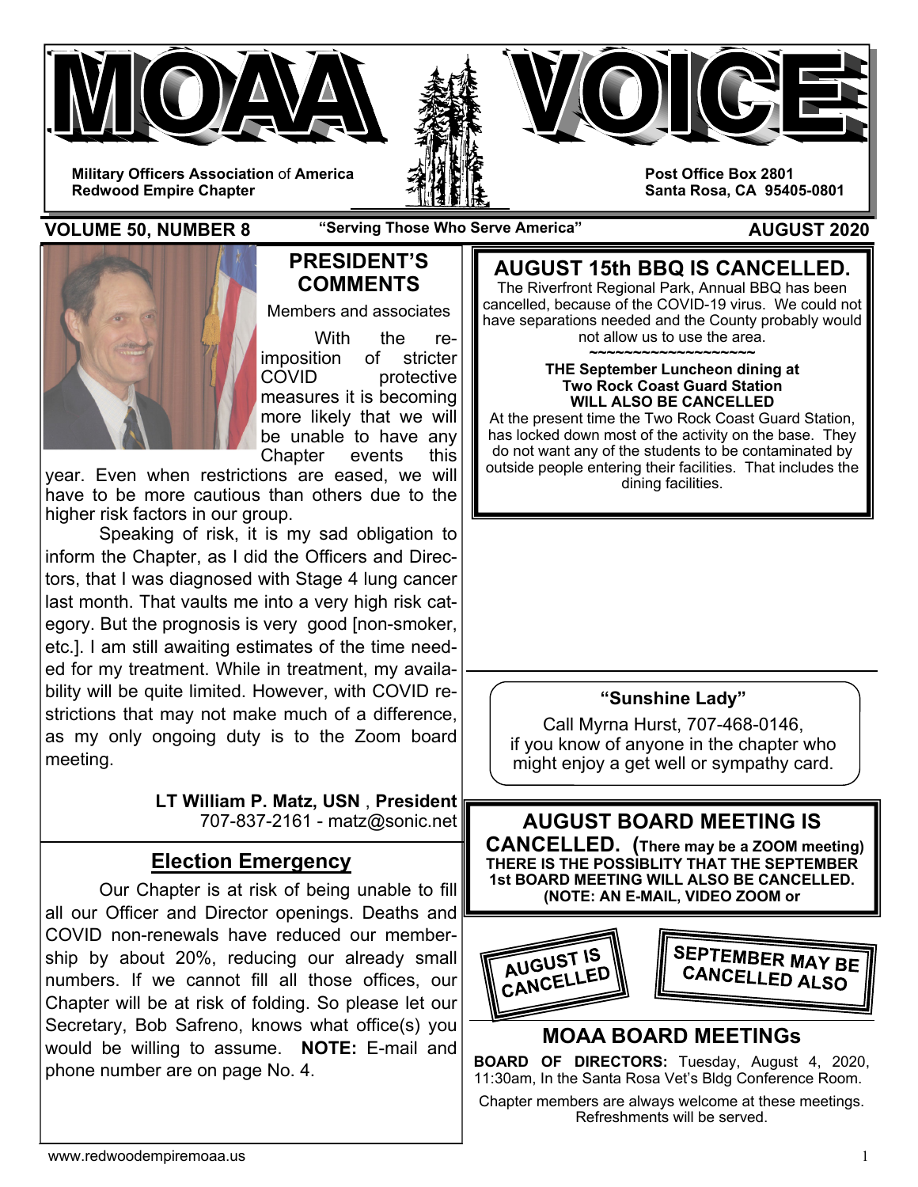# MOAA VOICE

**Military Officers Association** of **America**
**Redwood Empire Chapter**

**Post Office Box 2801**
**Santa Rosa, CA 95405-0801**

**VOLUME 50, NUMBER 8** — **"Serving Those Who Serve America"** — **AUGUST 2020**

## PRESIDENT'S COMMENTS

Members and associates

With the re-imposition of stricter COVID protective measures it is becoming more likely that we will be unable to have any Chapter events this year. Even when restrictions are eased, we will have to be more cautious than others due to the higher risk factors in our group.

Speaking of risk, it is my sad obligation to inform the Chapter, as I did the Officers and Directors, that I was diagnosed with Stage 4 lung cancer last month. That vaults me into a very high risk category. But the prognosis is very good [non-smoker, etc.]. I am still awaiting estimates of the time needed for my treatment. While in treatment, my availability will be quite limited. However, with COVID restrictions that may not make much of a difference, as my only ongoing duty is to the Zoom board meeting.

**LT William P. Matz, USN** , **President**
707-837-2161 - matz@sonic.net

## Election Emergency

Our Chapter is at risk of being unable to fill all our Officer and Director openings. Deaths and COVID non-renewals have reduced our membership by about 20%, reducing our already small numbers. If we cannot fill all those offices, our Chapter will be at risk of folding. So please let our Secretary, Bob Safreno, knows what office(s) you would be willing to assume. **NOTE:** E-mail and phone number are on page No. 4.

## AUGUST 15th BBQ IS CANCELLED.

The Riverfront Regional Park, Annual BBQ has been cancelled, because of the COVID-19 virus. We could not have separations needed and the County probably would not allow us to use the area.

~~~~~~~~~~~~~~~~~~~~

**THE September Luncheon dining at Two Rock Coast Guard Station WILL ALSO BE CANCELLED**

At the present time the Two Rock Coast Guard Station, has locked down most of the activity on the base. They do not want any of the students to be contaminated by outside people entering their facilities. That includes the dining facilities.

### "Sunshine Lady"

Call Myrna Hurst, 707-468-0146, if you know of anyone in the chapter who might enjoy a get well or sympathy card.

## AUGUST BOARD MEETING IS CANCELLED. (There may be a ZOOM meeting)

**THERE IS THE POSSIBLITY THAT THE SEPTEMBER 1st BOARD MEETING WILL ALSO BE CANCELLED. (NOTE: AN E-MAIL, VIDEO ZOOM or**

**AUGUST IS CANCELLED**

**SEPTEMBER MAY BE CANCELLED ALSO**

## MOAA BOARD MEETINGs

**BOARD OF DIRECTORS:** Tuesday, August 4, 2020, 11:30am, In the Santa Rosa Vet's Bldg Conference Room.

Chapter members are always welcome at these meetings. Refreshments will be served.

www.redwoodempiremoaa.us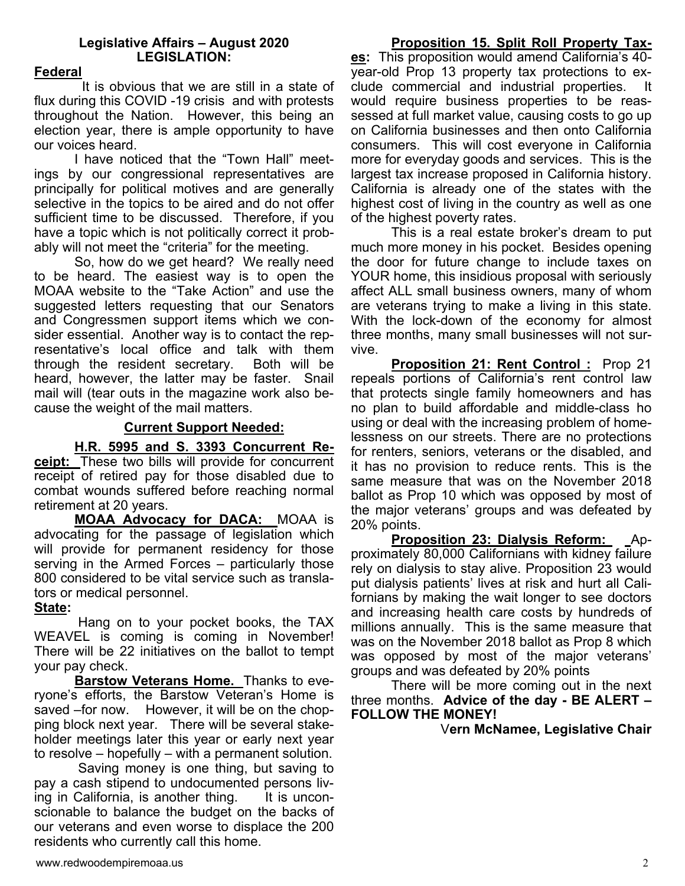## Legislative Affairs – August 2020
## LEGISLATION:

### Federal

It is obvious that we are still in a state of flux during this COVID -19 crisis and with protests throughout the Nation. However, this being an election year, there is ample opportunity to have our voices heard.

I have noticed that the "Town Hall" meetings by our congressional representatives are principally for political motives and are generally selective in the topics to be aired and do not offer sufficient time to be discussed. Therefore, if you have a topic which is not politically correct it probably will not meet the "criteria" for the meeting.

So, how do we get heard? We really need to be heard. The easiest way is to open the MOAA website to the "Take Action" and use the suggested letters requesting that our Senators and Congressmen support items which we consider essential. Another way is to contact the representative's local office and talk with them through the resident secretary. Both will be heard, however, the latter may be faster. Snail mail will (tear outs in the magazine work also because the weight of the mail matters.

### Current Support Needed:

**H.R. 5995 and S. 3393 Concurrent Receipt:** These two bills will provide for concurrent receipt of retired pay for those disabled due to combat wounds suffered before reaching normal retirement at 20 years.

**MOAA Advocacy for DACA:** MOAA is advocating for the passage of legislation which will provide for permanent residency for those serving in the Armed Forces – particularly those 800 considered to be vital service such as translators or medical personnel.

### State:

Hang on to your pocket books, the TAX WEAVEL is coming is coming in November! There will be 22 initiatives on the ballot to tempt your pay check.

**Barstow Veterans Home.** Thanks to everyone's efforts, the Barstow Veteran's Home is saved –for now. However, it will be on the chopping block next year. There will be several stakeholder meetings later this year or early next year to resolve – hopefully – with a permanent solution.

Saving money is one thing, but saving to pay a cash stipend to undocumented persons living in California, is another thing. It is unconscionable to balance the budget on the backs of our veterans and even worse to displace the 200 residents who currently call this home.

**Proposition 15. Split Roll Property Taxes:** This proposition would amend California's 40-year-old Prop 13 property tax protections to exclude commercial and industrial properties. It would require business properties to be reassessed at full market value, causing costs to go up on California businesses and then onto California consumers. This will cost everyone in California more for everyday goods and services. This is the largest tax increase proposed in California history. California is already one of the states with the highest cost of living in the country as well as one of the highest poverty rates.

This is a real estate broker's dream to put much more money in his pocket. Besides opening the door for future change to include taxes on YOUR home, this insidious proposal with seriously affect ALL small business owners, many of whom are veterans trying to make a living in this state. With the lock-down of the economy for almost three months, many small businesses will not survive.

**Proposition 21: Rent Control :** Prop 21 repeals portions of California's rent control law that protects single family homeowners and has no plan to build affordable and middle-class ho using or deal with the increasing problem of homelessness on our streets. There are no protections for renters, seniors, veterans or the disabled, and it has no provision to reduce rents. This is the same measure that was on the November 2018 ballot as Prop 10 which was opposed by most of the major veterans' groups and was defeated by 20% points.

**Proposition 23: Dialysis Reform:** Approximately 80,000 Californians with kidney failure rely on dialysis to stay alive. Proposition 23 would put dialysis patients' lives at risk and hurt all Californians by making the wait longer to see doctors and increasing health care costs by hundreds of millions annually. This is the same measure that was on the November 2018 ballot as Prop 8 which was opposed by most of the major veterans' groups and was defeated by 20% points

There will be more coming out in the next three months. **Advice of the day - BE ALERT – FOLLOW THE MONEY!**

**Vern McNamee, Legislative Chair**

www.redwoodempiremoaa.us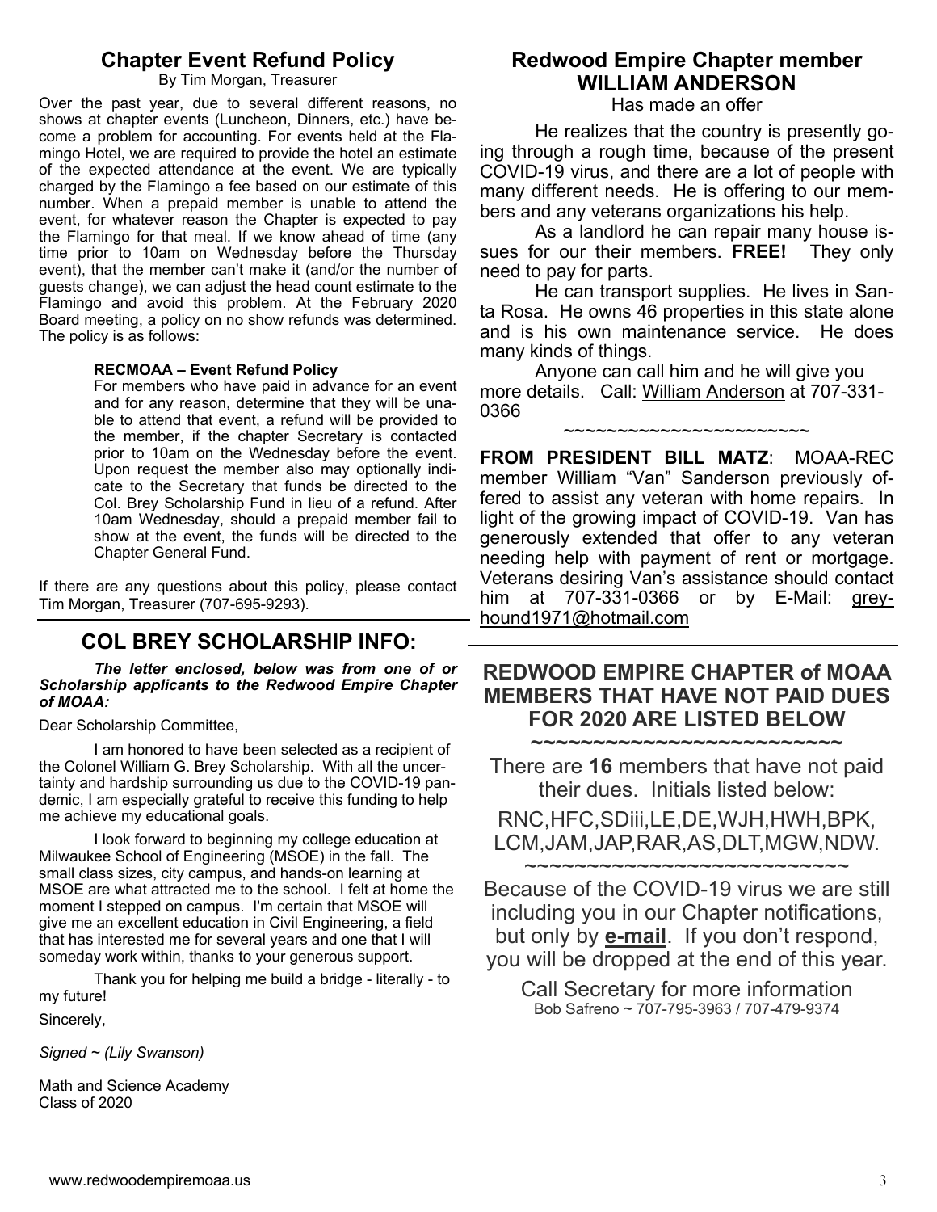## Chapter Event Refund Policy

By Tim Morgan, Treasurer

Over the past year, due to several different reasons, no shows at chapter events (Luncheon, Dinners, etc.) have become a problem for accounting. For events held at the Flamingo Hotel, we are required to provide the hotel an estimate of the expected attendance at the event. We are typically charged by the Flamingo a fee based on our estimate of this number. When a prepaid member is unable to attend the event, for whatever reason the Chapter is expected to pay the Flamingo for that meal. If we know ahead of time (any time prior to 10am on Wednesday before the Thursday event), that the member can't make it (and/or the number of guests change), we can adjust the head count estimate to the Flamingo and avoid this problem. At the February 2020 Board meeting, a policy on no show refunds was determined. The policy is as follows:

> **RECMOAA – Event Refund Policy**
> For members who have paid in advance for an event and for any reason, determine that they will be unable to attend that event, a refund will be provided to the member, if the chapter Secretary is contacted prior to 10am on the Wednesday before the event. Upon request the member also may optionally indicate to the Secretary that funds be directed to the Col. Brey Scholarship Fund in lieu of a refund. After 10am Wednesday, should a prepaid member fail to show at the event, the funds will be directed to the Chapter General Fund.

If there are any questions about this policy, please contact Tim Morgan, Treasurer (707-695-9293).

## COL BREY SCHOLARSHIP INFO:

***The letter enclosed, below was from one of or Scholarship applicants to the Redwood Empire Chapter of MOAA:***

Dear Scholarship Committee,

I am honored to have been selected as a recipient of the Colonel William G. Brey Scholarship. With all the uncertainty and hardship surrounding us due to the COVID-19 pandemic, I am especially grateful to receive this funding to help me achieve my educational goals.

I look forward to beginning my college education at Milwaukee School of Engineering (MSOE) in the fall. The small class sizes, city campus, and hands-on learning at MSOE are what attracted me to the school. I felt at home the moment I stepped on campus. I'm certain that MSOE will give me an excellent education in Civil Engineering, a field that has interested me for several years and one that I will someday work within, thanks to your generous support.

Thank you for helping me build a bridge - literally - to my future!

Sincerely,

*Signed ~ (Lily Swanson)*

Math and Science Academy
Class of 2020

## Redwood Empire Chapter member WILLIAM ANDERSON

Has made an offer

He realizes that the country is presently going through a rough time, because of the present COVID-19 virus, and there are a lot of people with many different needs. He is offering to our members and any veterans organizations his help.

As a landlord he can repair many house issues for our their members. **FREE!** They only need to pay for parts.

He can transport supplies. He lives in Santa Rosa. He owns 46 properties in this state alone and is his own maintenance service. He does many kinds of things.

Anyone can call him and he will give you more details. Call: William Anderson at 707-331-0366

~~~~~~~~~~~~~~~~~~~~~~~~

**FROM PRESIDENT BILL MATZ**: MOAA-REC member William "Van" Sanderson previously offered to assist any veteran with home repairs. In light of the growing impact of COVID-19. Van has generously extended that offer to any veteran needing help with payment of rent or mortgage. Veterans desiring Van's assistance should contact him at 707-331-0366 or by E-Mail: greyhound1971@hotmail.com

## REDWOOD EMPIRE CHAPTER of MOAA MEMBERS THAT HAVE NOT PAID DUES FOR 2020 ARE LISTED BELOW

~~~~~~~~~~~~~~~~~~~~~~~~~~

There are **16** members that have not paid their dues. Initials listed below:

RNC,HFC,SDiii,LE,DE,WJH,HWH,BPK,
LCM,JAM,JAP,RAR,AS,DLT,MGW,NDW.

~~~~~~~~~~~~~~~~~~~~~~~~~~

Because of the COVID-19 virus we are still including you in our Chapter notifications, but only by **e-mail**. If you don't respond, you will be dropped at the end of this year.

Call Secretary for more information
Bob Safreno ~ 707-795-3963 / 707-479-9374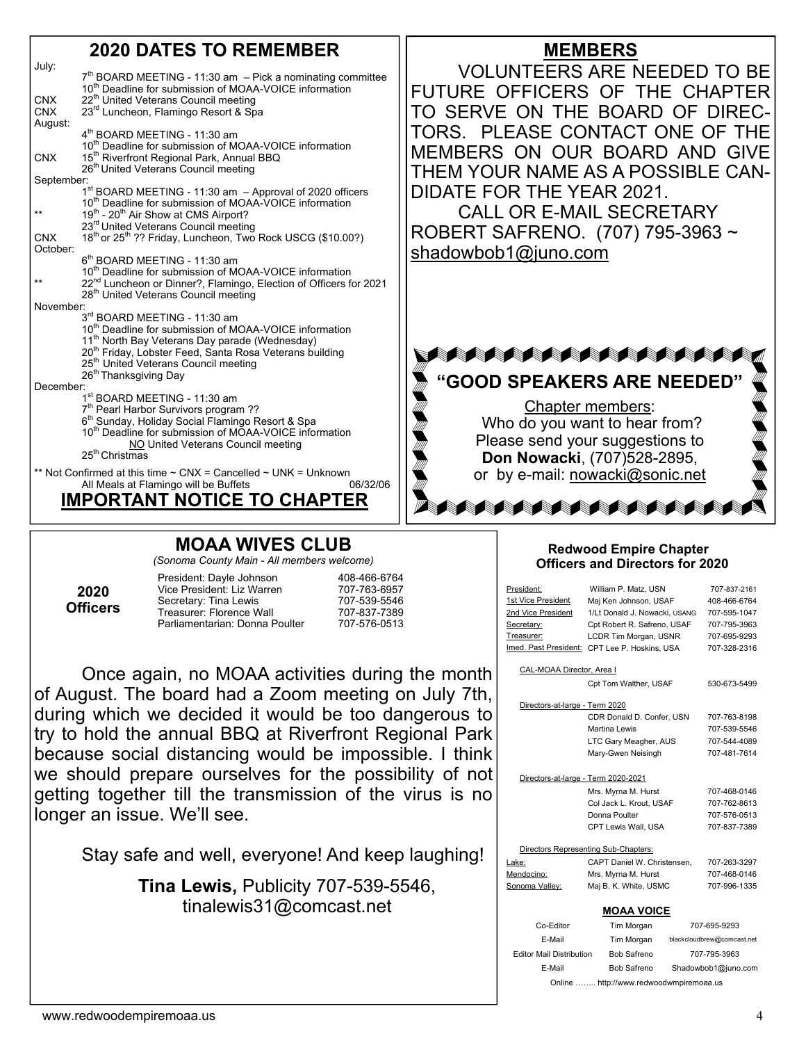## 2020 DATES TO REMEMBER

July:

- 7th BOARD MEETING - 11:30 am – Pick a nominating committee
- 10th Deadline for submission of MOAA-VOICE information
- CNX 22nd United Veterans Council meeting
- CNX 23rd Luncheon, Flamingo Resort & Spa

August:

- 4th BOARD MEETING - 11:30 am
- 10th Deadline for submission of MOAA-VOICE information
- CNX 15th Riverfront Regional Park, Annual BBQ
- 26th United Veterans Council meeting

September:

- 1st BOARD MEETING - 11:30 am – Approval of 2020 officers
- 10th Deadline for submission of MOAA-VOICE information
- ** 19th - 20th Air Show at CMS Airport?
- 23rd United Veterans Council meeting
- CNX 18th or 25th ?? Friday, Luncheon, Two Rock USCG ($10.00?)

October:

- 6th BOARD MEETING - 11:30 am
- 10th Deadline for submission of MOAA-VOICE information
- ** 22nd Luncheon or Dinner?, Flamingo, Election of Officers for 2021
- 28th United Veterans Council meeting

November:

- 3rd BOARD MEETING - 11:30 am
- 10th Deadline for submission of MOAA-VOICE information
- 11th North Bay Veterans Day parade (Wednesday)
- 20th Friday, Lobster Feed, Santa Rosa Veterans building
- 25th United Veterans Council meeting
- 26th Thanksgiving Day

December:

- 1st BOARD MEETING - 11:30 am
- 7th Pearl Harbor Survivors program ??
- 6th Sunday, Holiday Social Flamingo Resort & Spa
- 10th Deadline for submission of MOAA-VOICE information
- NO United Veterans Council meeting
- 25th Christmas

** Not Confirmed at this time ~ CNX = Cancelled ~ UNK = Unknown
All Meals at Flamingo will be Buffets 06/32/06

## IMPORTANT NOTICE TO CHAPTER

## MEMBERS

VOLUNTEERS ARE NEEDED TO BE FUTURE OFFICERS OF THE CHAPTER TO SERVE ON THE BOARD OF DIRECTORS. PLEASE CONTACT ONE OF THE MEMBERS ON OUR BOARD AND GIVE THEM YOUR NAME AS A POSSIBLE CANDIDATE FOR THE YEAR 2021.

CALL OR E-MAIL SECRETARY ROBERT SAFRENO. (707) 795-3963 ~ shadowbob1@juno.com

## "GOOD SPEAKERS ARE NEEDED"

Chapter members:
Who do you want to hear from?
Please send your suggestions to
**Don Nowacki**, (707)528-2895,
or by e-mail: nowacki@sonic.net

## MOAA WIVES CLUB

*(Sonoma County Main - All members welcome)*

**2020 Officers**

| | |
|---|---|
| President: Dayle Johnson | 408-466-6764 |
| Vice President: Liz Warren | 707-763-6957 |
| Secretary: Tina Lewis | 707-539-5546 |
| Treasurer: Florence Wall | 707-837-7389 |
| Parliamentarian: Donna Poulter | 707-576-0513 |

Once again, no MOAA activities during the month of August. The board had a Zoom meeting on July 7th, during which we decided it would be too dangerous to try to hold the annual BBQ at Riverfront Regional Park because social distancing would be impossible. I think we should prepare ourselves for the possibility of not getting together till the transmission of the virus is no longer an issue. We'll see.

Stay safe and well, everyone! And keep laughing!

**Tina Lewis,** Publicity 707-539-5546,
tinalewis31@comcast.net

### Redwood Empire Chapter Officers and Directors for 2020

| | | |
|---|---|---|
| President: | William P. Matz, USN | 707-837-2161 |
| 1st Vice President | Maj Ken Johnson, USAF | 408-466-6764 |
| 2nd Vice President | 1/Lt Donald J. Nowacki, USANG | 707-595-1047 |
| Secretary: | Cpt Robert R. Safreno, USAF | 707-795-3963 |
| Treasurer: | LCDR Tim Morgan, USNR | 707-695-9293 |
| Imed. Past President: | CPT Lee P. Hoskins, USA | 707-328-2316 |
| CAL-MOAA Director, Area I | | |
| | Cpt Tom Walther, USAF | 530-673-5499 |
| Directors-at-large - Term 2020 | | |
| | CDR Donald D. Confer, USN | 707-763-8198 |
| | Martina Lewis | 707-539-5546 |
| | LTC Gary Meagher, AUS | 707-544-4089 |
| | Mary-Gwen Neisingh | 707-481-7614 |
| Directors-at-large - Term 2020-2021 | | |
| | Mrs. Myrna M. Hurst | 707-468-0146 |
| | Col Jack L. Krout, USAF | 707-762-8613 |
| | Donna Poulter | 707-576-0513 |
| | CPT Lewis Wall, USA | 707-837-7389 |
| Directors Representing Sub-Chapters: | | |
| Lake: | CAPT Daniel W. Christensen, | 707-263-3297 |
| Mendocino: | Mrs. Myrna M. Hurst | 707-468-0146 |
| Sonoma Valley: | Maj B. K. White, USMC | 707-996-1335 |

#### MOAA VOICE

| | | |
|---|---|---|
| Co-Editor | Tim Morgan | 707-695-9293 |
| E-Mail | Tim Morgan | blackcloudbrew@comcast.net |
| Editor Mail Distribution | Bob Safreno | 707-795-3963 |
| E-Mail | Bob Safreno | Shadowbob1@juno.com |

Online …….. http://www.redwoodwmpiremoaa.us

www.redwoodempiremoaa.us